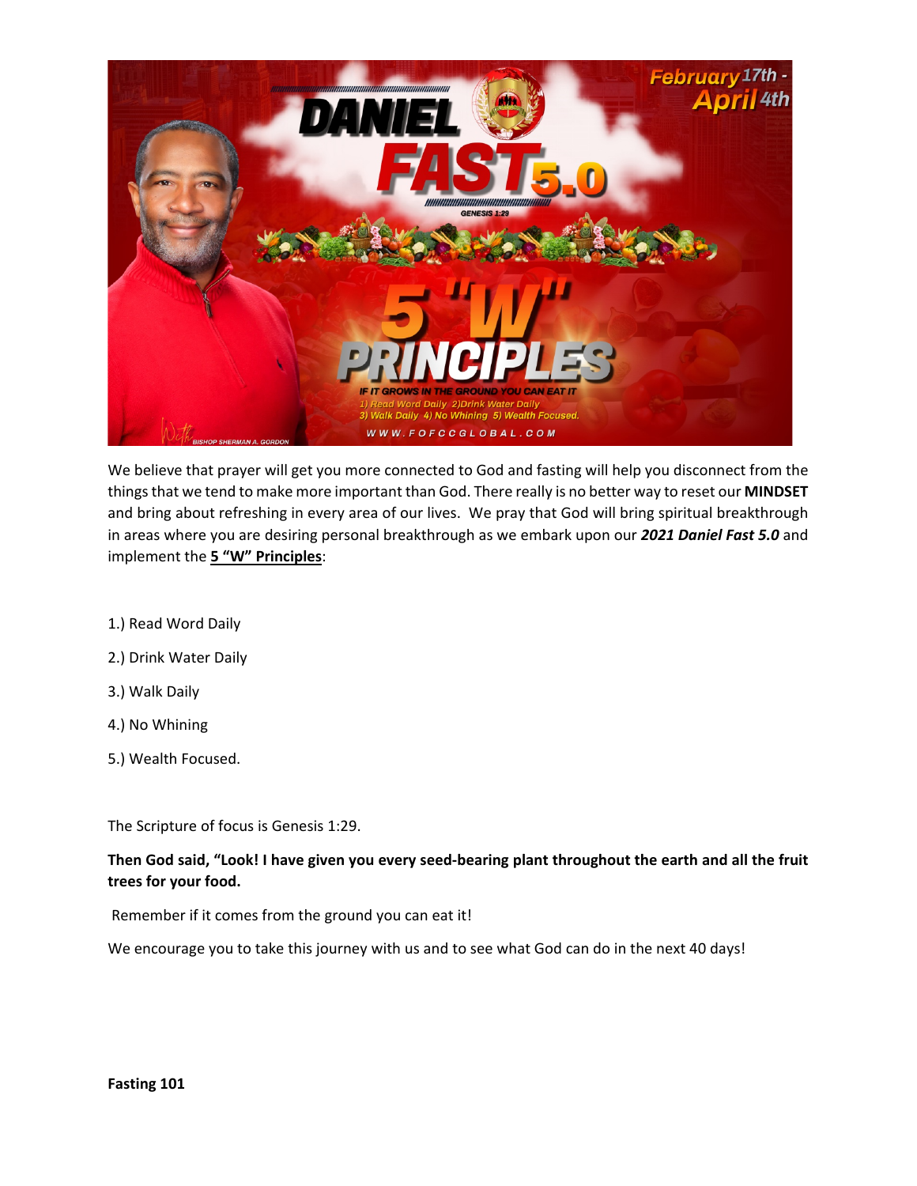We believe that prayer will get you more connected to God and fasting will help you disconnect from the things that we tend to make more important than God. There really is no better way to reset our **MINDSET** and bring about refreshing in every area of our lives. We pray that God will bring spiritual breakthrough in areas where you are desiring personal breakthrough as we embark upon our ***2021 Daniel Fast 5.0*** and implement the **5 "W" Principles**:

1.) Read Word Daily

2.) Drink Water Daily

3.) Walk Daily

4.) No Whining

5.) Wealth Focused.

The Scripture of focus is Genesis 1:29.

**Then God said, "Look! I have given you every seed-bearing plant throughout the earth and all the fruit trees for your food.**

Remember if it comes from the ground you can eat it!

We encourage you to take this journey with us and to see what God can do in the next 40 days!

**Fasting 101**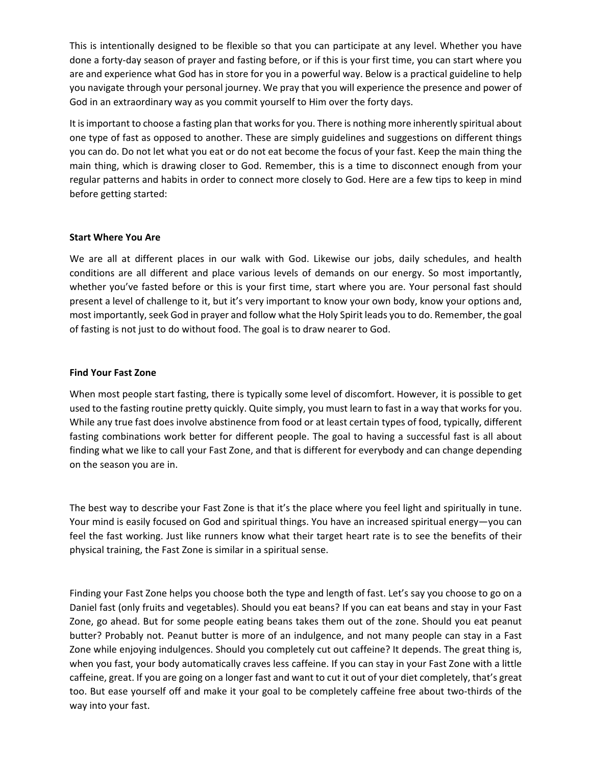This is intentionally designed to be flexible so that you can participate at any level. Whether you have done a forty-day season of prayer and fasting before, or if this is your first time, you can start where you are and experience what God has in store for you in a powerful way. Below is a practical guideline to help you navigate through your personal journey. We pray that you will experience the presence and power of God in an extraordinary way as you commit yourself to Him over the forty days.

It is important to choose a fasting plan that works for you. There is nothing more inherently spiritual about one type of fast as opposed to another. These are simply guidelines and suggestions on different things you can do. Do not let what you eat or do not eat become the focus of your fast. Keep the main thing the main thing, which is drawing closer to God. Remember, this is a time to disconnect enough from your regular patterns and habits in order to connect more closely to God. Here are a few tips to keep in mind before getting started:

**Start Where You Are**

We are all at different places in our walk with God. Likewise our jobs, daily schedules, and health conditions are all different and place various levels of demands on our energy. So most importantly, whether you've fasted before or this is your first time, start where you are. Your personal fast should present a level of challenge to it, but it's very important to know your own body, know your options and, most importantly, seek God in prayer and follow what the Holy Spirit leads you to do. Remember, the goal of fasting is not just to do without food. The goal is to draw nearer to God.

**Find Your Fast Zone**

When most people start fasting, there is typically some level of discomfort. However, it is possible to get used to the fasting routine pretty quickly. Quite simply, you must learn to fast in a way that works for you. While any true fast does involve abstinence from food or at least certain types of food, typically, different fasting combinations work better for different people. The goal to having a successful fast is all about finding what we like to call your Fast Zone, and that is different for everybody and can change depending on the season you are in.

The best way to describe your Fast Zone is that it's the place where you feel light and spiritually in tune. Your mind is easily focused on God and spiritual things. You have an increased spiritual energy—you can feel the fast working. Just like runners know what their target heart rate is to see the benefits of their physical training, the Fast Zone is similar in a spiritual sense.

Finding your Fast Zone helps you choose both the type and length of fast. Let's say you choose to go on a Daniel fast (only fruits and vegetables). Should you eat beans? If you can eat beans and stay in your Fast Zone, go ahead. But for some people eating beans takes them out of the zone. Should you eat peanut butter? Probably not. Peanut butter is more of an indulgence, and not many people can stay in a Fast Zone while enjoying indulgences. Should you completely cut out caffeine? It depends. The great thing is, when you fast, your body automatically craves less caffeine. If you can stay in your Fast Zone with a little caffeine, great. If you are going on a longer fast and want to cut it out of your diet completely, that's great too. But ease yourself off and make it your goal to be completely caffeine free about two-thirds of the way into your fast.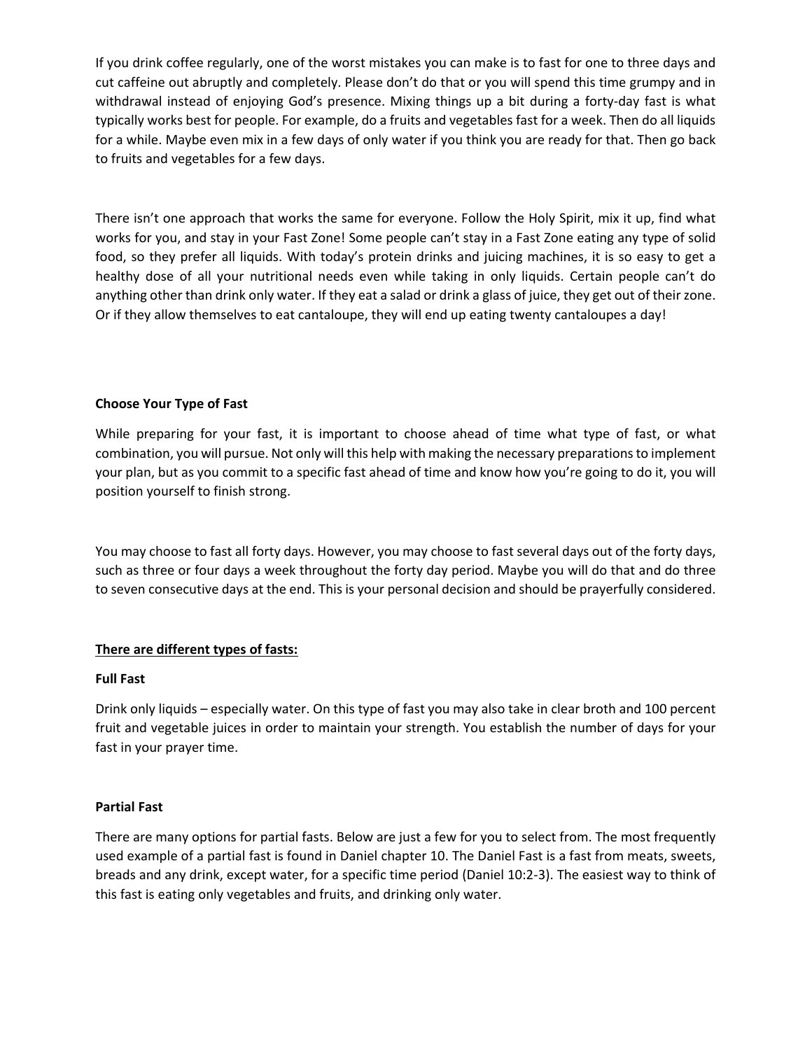If you drink coffee regularly, one of the worst mistakes you can make is to fast for one to three days and cut caffeine out abruptly and completely. Please don't do that or you will spend this time grumpy and in withdrawal instead of enjoying God's presence. Mixing things up a bit during a forty-day fast is what typically works best for people. For example, do a fruits and vegetables fast for a week. Then do all liquids for a while. Maybe even mix in a few days of only water if you think you are ready for that. Then go back to fruits and vegetables for a few days.

There isn't one approach that works the same for everyone. Follow the Holy Spirit, mix it up, find what works for you, and stay in your Fast Zone! Some people can't stay in a Fast Zone eating any type of solid food, so they prefer all liquids. With today's protein drinks and juicing machines, it is so easy to get a healthy dose of all your nutritional needs even while taking in only liquids. Certain people can't do anything other than drink only water. If they eat a salad or drink a glass of juice, they get out of their zone. Or if they allow themselves to eat cantaloupe, they will end up eating twenty cantaloupes a day!

**Choose Your Type of Fast**

While preparing for your fast, it is important to choose ahead of time what type of fast, or what combination, you will pursue. Not only will this help with making the necessary preparations to implement your plan, but as you commit to a specific fast ahead of time and know how you're going to do it, you will position yourself to finish strong.

You may choose to fast all forty days. However, you may choose to fast several days out of the forty days, such as three or four days a week throughout the forty day period. Maybe you will do that and do three to seven consecutive days at the end. This is your personal decision and should be prayerfully considered.

**<u>There are different types of fasts:</u>**

**Full Fast**

Drink only liquids – especially water. On this type of fast you may also take in clear broth and 100 percent fruit and vegetable juices in order to maintain your strength. You establish the number of days for your fast in your prayer time.

**Partial Fast**

There are many options for partial fasts. Below are just a few for you to select from. The most frequently used example of a partial fast is found in Daniel chapter 10. The Daniel Fast is a fast from meats, sweets, breads and any drink, except water, for a specific time period (Daniel 10:2-3). The easiest way to think of this fast is eating only vegetables and fruits, and drinking only water.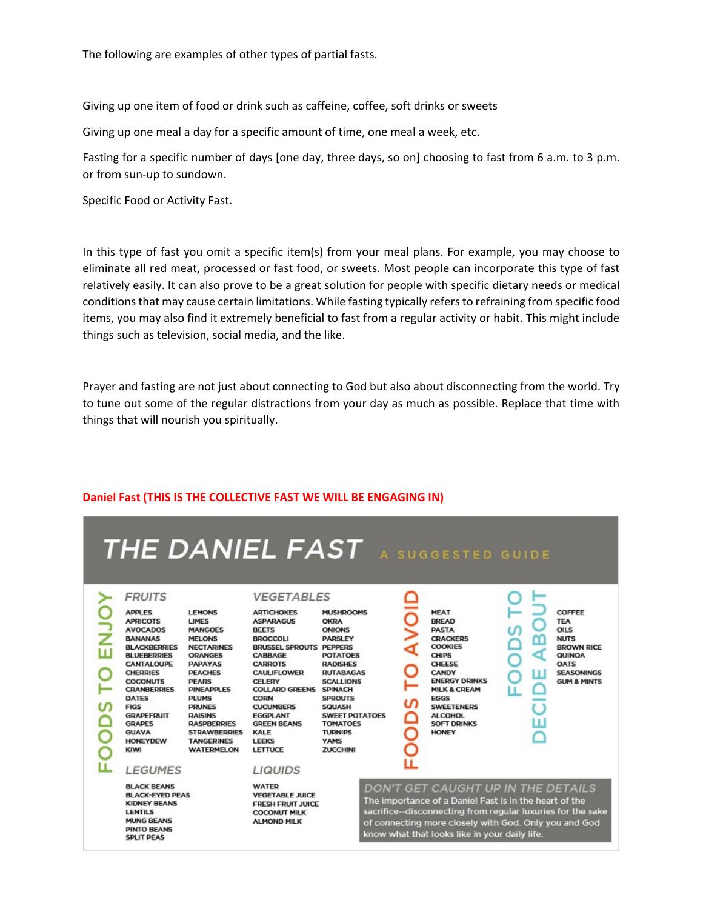The following are examples of other types of partial fasts.

Giving up one item of food or drink such as caffeine, coffee, soft drinks or sweets

Giving up one meal a day for a specific amount of time, one meal a week, etc.

Fasting for a specific number of days [one day, three days, so on] choosing to fast from 6 a.m. to 3 p.m. or from sun-up to sundown.

Specific Food or Activity Fast.

In this type of fast you omit a specific item(s) from your meal plans. For example, you may choose to eliminate all red meat, processed or fast food, or sweets. Most people can incorporate this type of fast relatively easily. It can also prove to be a great solution for people with specific dietary needs or medical conditions that may cause certain limitations. While fasting typically refers to refraining from specific food items, you may also find it extremely beneficial to fast from a regular activity or habit. This might include things such as television, social media, and the like.

Prayer and fasting are not just about connecting to God but also about disconnecting from the world. Try to tune out some of the regular distractions from your day as much as possible. Replace that time with things that will nourish you spiritually.

**Daniel Fast (THIS IS THE COLLECTIVE FAST WE WILL BE ENGAGING IN)**

# THE DANIEL FAST

A SUGGESTED GUIDE

## FOODS TO ENJOY

### FRUITS

APPLES, APRICOTS, AVOCADOS, BANANAS, BLACKBERRIES, BLUEBERRIES, CANTALOUPE, CHERRIES, COCONUTS, CRANBERRIES, DATES, FIGS, GRAPEFRUIT, GRAPES, GUAVA, HONEYDEW, KIWI, LEMONS, LIMES, MANGOES, MELONS, NECTARINES, ORANGES, PAPAYAS, PEACHES, PEARS, PINEAPPLES, PLUMS, PRUNES, RAISINS, RASPBERRIES, STRAWBERRIES, TANGERINES, WATERMELON

### VEGETABLES

ARTICHOKES, ASPARAGUS, BEETS, BROCCOLI, BRUSSEL SPROUTS, CABBAGE, CARROTS, CAULIFLOWER, CELERY, COLLARD GREENS, CORN, CUCUMBERS, EGGPLANT, GREEN BEANS, KALE, LEEKS, LETTUCE, MUSHROOMS, OKRA, ONIONS, PARSLEY, PEPPERS, POTATOES, RADISHES, RUTABAGAS, SCALLIONS, SPINACH, SPROUTS, SQUASH, SWEET POTATOES, TOMATOES, TURNIPS, YAMS, ZUCCHINI

### LEGUMES

BLACK BEANS, BLACK-EYED PEAS, KIDNEY BEANS, LENTILS, MUNG BEANS, PINTO BEANS, SPLIT PEAS

### LIQUIDS

WATER, VEGETABLE JUICE, FRESH FRUIT JUICE, COCONUT MILK, ALMOND MILK

## FOODS TO AVOID

MEAT, BREAD, PASTA, CRACKERS, COOKIES, CHIPS, CHEESE, CANDY, ENERGY DRINKS, MILK & CREAM, EGGS, SWEETENERS, ALCOHOL, SOFT DRINKS, HONEY

## FOODS TO DECIDE ABOUT

COFFEE, TEA, OILS, NUTS, BROWN RICE, QUINOA, OATS, SEASONINGS, GUM & MINTS

### DON'T GET CAUGHT UP IN THE DETAILS

The importance of a Daniel Fast is in the heart of the sacrifice--disconnecting from regular luxuries for the sake of connecting more closely with God. Only you and God know what that looks like in your daily life.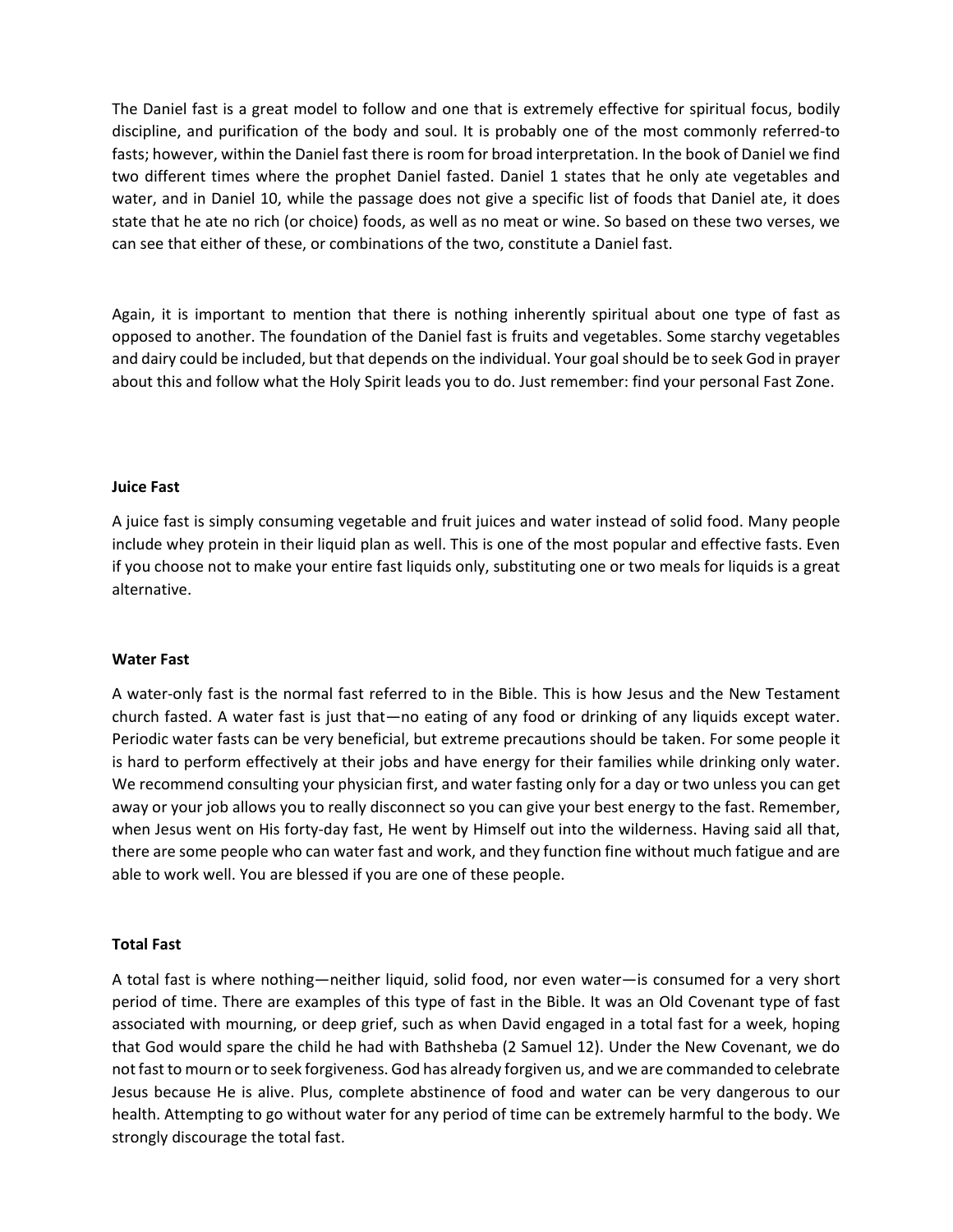The Daniel fast is a great model to follow and one that is extremely effective for spiritual focus, bodily discipline, and purification of the body and soul. It is probably one of the most commonly referred-to fasts; however, within the Daniel fast there is room for broad interpretation. In the book of Daniel we find two different times where the prophet Daniel fasted. Daniel 1 states that he only ate vegetables and water, and in Daniel 10, while the passage does not give a specific list of foods that Daniel ate, it does state that he ate no rich (or choice) foods, as well as no meat or wine. So based on these two verses, we can see that either of these, or combinations of the two, constitute a Daniel fast.

Again, it is important to mention that there is nothing inherently spiritual about one type of fast as opposed to another. The foundation of the Daniel fast is fruits and vegetables. Some starchy vegetables and dairy could be included, but that depends on the individual. Your goal should be to seek God in prayer about this and follow what the Holy Spirit leads you to do. Just remember: find your personal Fast Zone.

**Juice Fast**

A juice fast is simply consuming vegetable and fruit juices and water instead of solid food. Many people include whey protein in their liquid plan as well. This is one of the most popular and effective fasts. Even if you choose not to make your entire fast liquids only, substituting one or two meals for liquids is a great alternative.

**Water Fast**

A water-only fast is the normal fast referred to in the Bible. This is how Jesus and the New Testament church fasted. A water fast is just that—no eating of any food or drinking of any liquids except water. Periodic water fasts can be very beneficial, but extreme precautions should be taken. For some people it is hard to perform effectively at their jobs and have energy for their families while drinking only water. We recommend consulting your physician first, and water fasting only for a day or two unless you can get away or your job allows you to really disconnect so you can give your best energy to the fast. Remember, when Jesus went on His forty-day fast, He went by Himself out into the wilderness. Having said all that, there are some people who can water fast and work, and they function fine without much fatigue and are able to work well. You are blessed if you are one of these people.

**Total Fast**

A total fast is where nothing—neither liquid, solid food, nor even water—is consumed for a very short period of time. There are examples of this type of fast in the Bible. It was an Old Covenant type of fast associated with mourning, or deep grief, such as when David engaged in a total fast for a week, hoping that God would spare the child he had with Bathsheba (2 Samuel 12). Under the New Covenant, we do not fast to mourn or to seek forgiveness. God has already forgiven us, and we are commanded to celebrate Jesus because He is alive. Plus, complete abstinence of food and water can be very dangerous to our health. Attempting to go without water for any period of time can be extremely harmful to the body. We strongly discourage the total fast.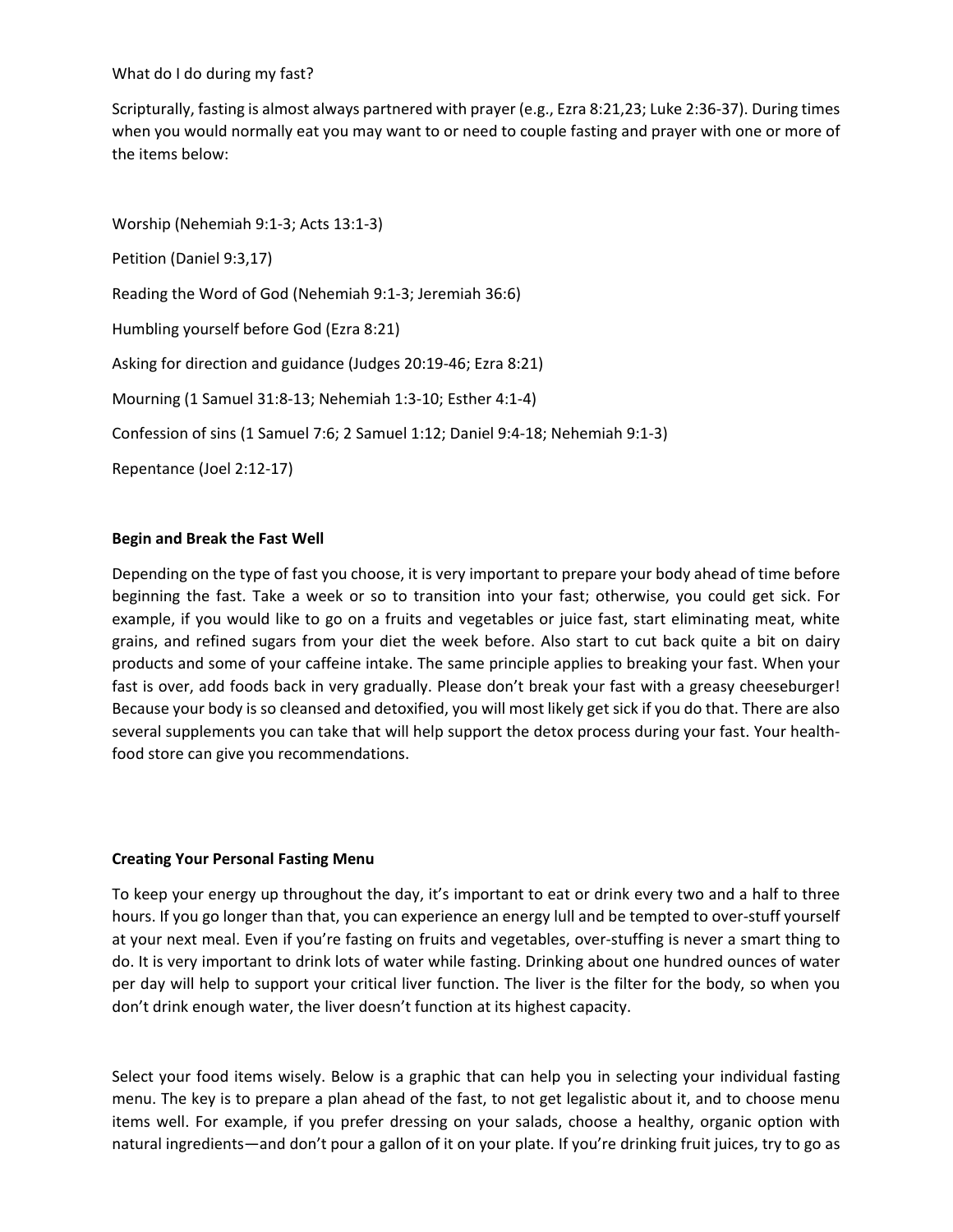What do I do during my fast?

Scripturally, fasting is almost always partnered with prayer (e.g., Ezra 8:21,23; Luke 2:36-37). During times when you would normally eat you may want to or need to couple fasting and prayer with one or more of the items below:

Worship (Nehemiah 9:1-3; Acts 13:1-3)

Petition (Daniel 9:3,17)

Reading the Word of God (Nehemiah 9:1-3; Jeremiah 36:6)

Humbling yourself before God (Ezra 8:21)

Asking for direction and guidance (Judges 20:19-46; Ezra 8:21)

Mourning (1 Samuel 31:8-13; Nehemiah 1:3-10; Esther 4:1-4)

Confession of sins (1 Samuel 7:6; 2 Samuel 1:12; Daniel 9:4-18; Nehemiah 9:1-3)

Repentance (Joel 2:12-17)

**Begin and Break the Fast Well**

Depending on the type of fast you choose, it is very important to prepare your body ahead of time before beginning the fast. Take a week or so to transition into your fast; otherwise, you could get sick. For example, if you would like to go on a fruits and vegetables or juice fast, start eliminating meat, white grains, and refined sugars from your diet the week before. Also start to cut back quite a bit on dairy products and some of your caffeine intake. The same principle applies to breaking your fast. When your fast is over, add foods back in very gradually. Please don't break your fast with a greasy cheeseburger! Because your body is so cleansed and detoxified, you will most likely get sick if you do that. There are also several supplements you can take that will help support the detox process during your fast. Your health-food store can give you recommendations.

**Creating Your Personal Fasting Menu**

To keep your energy up throughout the day, it's important to eat or drink every two and a half to three hours. If you go longer than that, you can experience an energy lull and be tempted to over-stuff yourself at your next meal. Even if you're fasting on fruits and vegetables, over-stuffing is never a smart thing to do. It is very important to drink lots of water while fasting. Drinking about one hundred ounces of water per day will help to support your critical liver function. The liver is the filter for the body, so when you don't drink enough water, the liver doesn't function at its highest capacity.

Select your food items wisely. Below is a graphic that can help you in selecting your individual fasting menu. The key is to prepare a plan ahead of the fast, to not get legalistic about it, and to choose menu items well. For example, if you prefer dressing on your salads, choose a healthy, organic option with natural ingredients—and don't pour a gallon of it on your plate. If you're drinking fruit juices, try to go as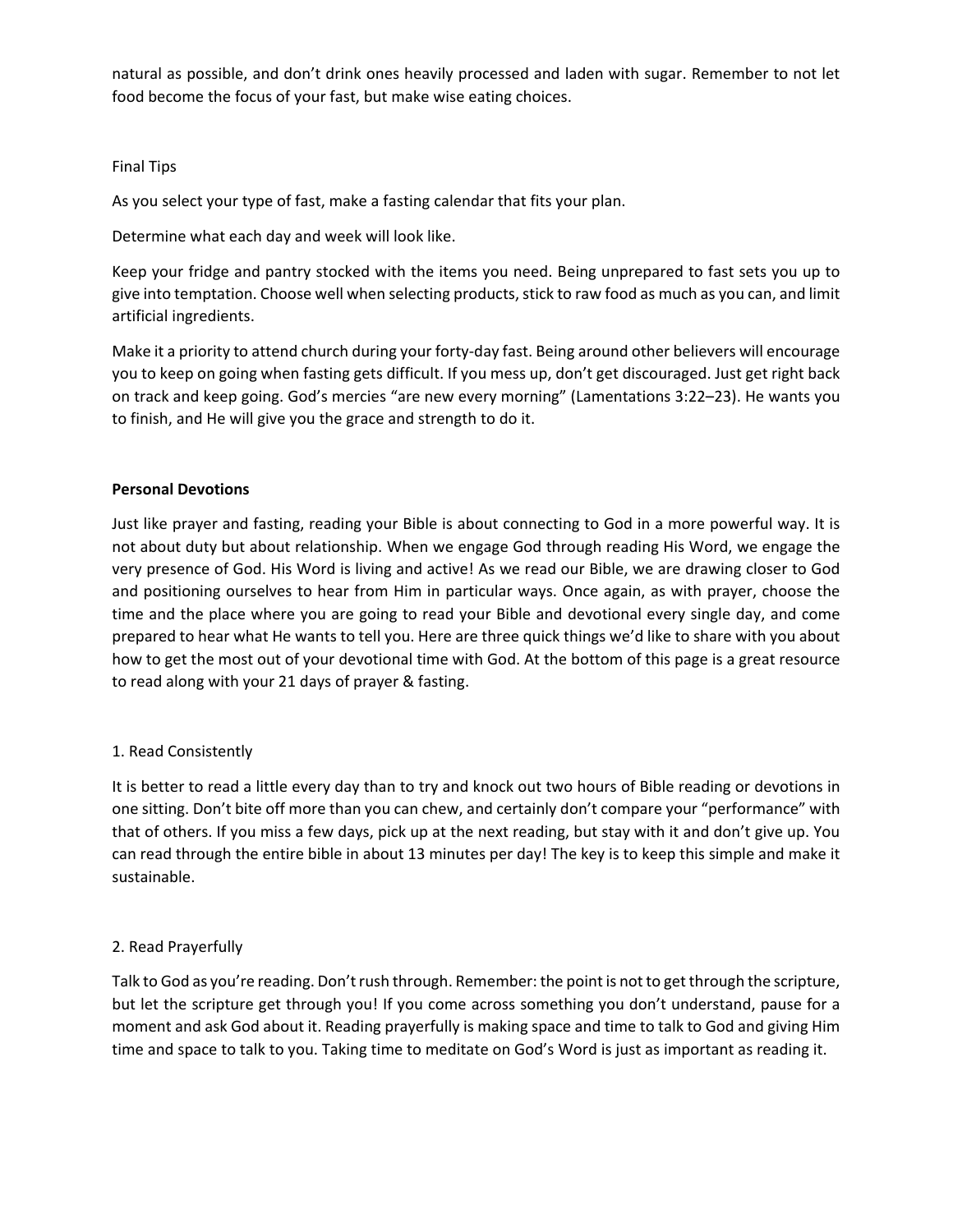natural as possible, and don't drink ones heavily processed and laden with sugar. Remember to not let food become the focus of your fast, but make wise eating choices.

Final Tips

As you select your type of fast, make a fasting calendar that fits your plan.

Determine what each day and week will look like.

Keep your fridge and pantry stocked with the items you need. Being unprepared to fast sets you up to give into temptation. Choose well when selecting products, stick to raw food as much as you can, and limit artificial ingredients.

Make it a priority to attend church during your forty-day fast. Being around other believers will encourage you to keep on going when fasting gets difficult. If you mess up, don't get discouraged. Just get right back on track and keep going. God's mercies "are new every morning" (Lamentations 3:22–23). He wants you to finish, and He will give you the grace and strength to do it.

**Personal Devotions**

Just like prayer and fasting, reading your Bible is about connecting to God in a more powerful way. It is not about duty but about relationship. When we engage God through reading His Word, we engage the very presence of God. His Word is living and active! As we read our Bible, we are drawing closer to God and positioning ourselves to hear from Him in particular ways. Once again, as with prayer, choose the time and the place where you are going to read your Bible and devotional every single day, and come prepared to hear what He wants to tell you. Here are three quick things we'd like to share with you about how to get the most out of your devotional time with God. At the bottom of this page is a great resource to read along with your 21 days of prayer & fasting.

1. Read Consistently

It is better to read a little every day than to try and knock out two hours of Bible reading or devotions in one sitting. Don't bite off more than you can chew, and certainly don't compare your "performance" with that of others. If you miss a few days, pick up at the next reading, but stay with it and don't give up. You can read through the entire bible in about 13 minutes per day! The key is to keep this simple and make it sustainable.

2. Read Prayerfully

Talk to God as you're reading. Don't rush through. Remember: the point is not to get through the scripture, but let the scripture get through you! If you come across something you don't understand, pause for a moment and ask God about it. Reading prayerfully is making space and time to talk to God and giving Him time and space to talk to you. Taking time to meditate on God's Word is just as important as reading it.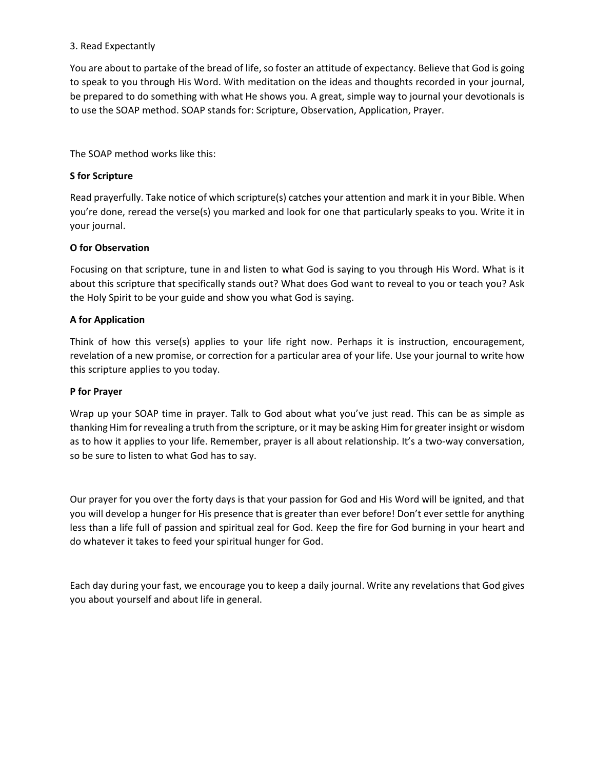3. Read Expectantly

You are about to partake of the bread of life, so foster an attitude of expectancy. Believe that God is going to speak to you through His Word. With meditation on the ideas and thoughts recorded in your journal, be prepared to do something with what He shows you. A great, simple way to journal your devotionals is to use the SOAP method. SOAP stands for: Scripture, Observation, Application, Prayer.

The SOAP method works like this:

**S for Scripture**

Read prayerfully. Take notice of which scripture(s) catches your attention and mark it in your Bible. When you're done, reread the verse(s) you marked and look for one that particularly speaks to you. Write it in your journal.

**O for Observation**

Focusing on that scripture, tune in and listen to what God is saying to you through His Word. What is it about this scripture that specifically stands out? What does God want to reveal to you or teach you? Ask the Holy Spirit to be your guide and show you what God is saying.

**A for Application**

Think of how this verse(s) applies to your life right now. Perhaps it is instruction, encouragement, revelation of a new promise, or correction for a particular area of your life. Use your journal to write how this scripture applies to you today.

**P for Prayer**

Wrap up your SOAP time in prayer. Talk to God about what you've just read. This can be as simple as thanking Him for revealing a truth from the scripture, or it may be asking Him for greater insight or wisdom as to how it applies to your life. Remember, prayer is all about relationship. It's a two-way conversation, so be sure to listen to what God has to say.

Our prayer for you over the forty days is that your passion for God and His Word will be ignited, and that you will develop a hunger for His presence that is greater than ever before! Don't ever settle for anything less than a life full of passion and spiritual zeal for God. Keep the fire for God burning in your heart and do whatever it takes to feed your spiritual hunger for God.

Each day during your fast, we encourage you to keep a daily journal. Write any revelations that God gives you about yourself and about life in general.